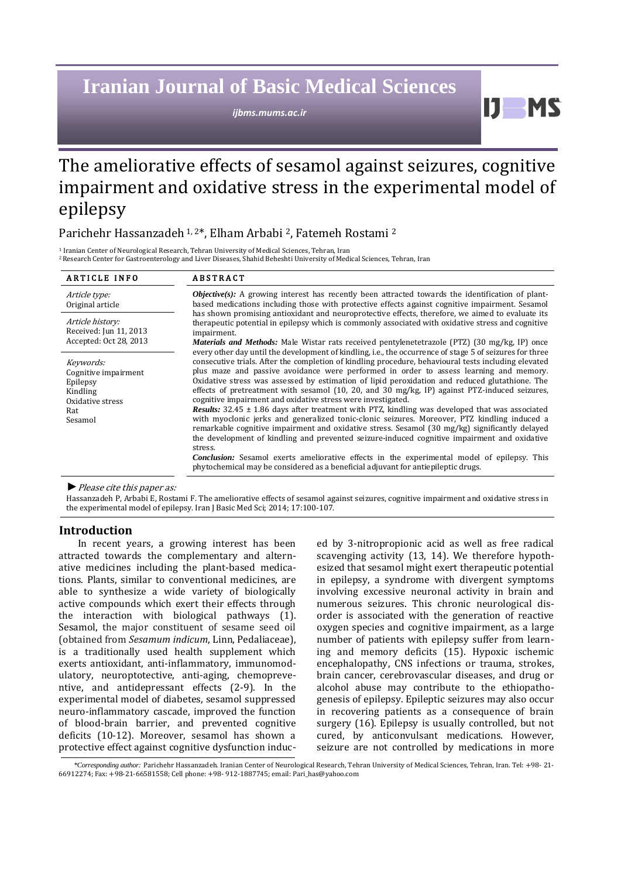# The ameliorative effects of sesamol against seizures, cognitive impairment and oxidative stress in the experimental model of epilepsy

Parichehr Hassanzadeh [1, 2]*, Elham Arbabi [2], Fatemeh Rostami [2]

[1] Iranian Center of Neurological Research, Tehran University of Medical Sciences, Tehran, Iran
[2] Research Center for Gastroenterology and Liver Diseases, Shahid Beheshti University of Medical Sciences, Tehran, Iran

| ARTICLE INFO | ABSTRACT |
|---|---|
| *Article type:* Original article<br>*Article history:* Received: Jun 11, 2013 Accepted: Oct 28, 2013<br>*Keywords:* Cognitive impairment Epilepsy Kindling Oxidative stress Rat Sesamol | ***Objective(s):*** A growing interest has recently been attracted towards the identification of plant-based medications including those with protective effects against cognitive impairment. Sesamol has shown promising antioxidant and neuroprotective effects, therefore, we aimed to evaluate its therapeutic potential in epilepsy which is commonly associated with oxidative stress and cognitive impairment.<br>***Materials and Methods:*** Male Wistar rats received pentylenetetrazole (PTZ) (30 mg/kg, IP) once every other day until the development of kindling, i.e., the occurrence of stage 5 of seizures for three consecutive trials. After the completion of kindling procedure, behavioural tests including elevated plus maze and passive avoidance were performed in order to assess learning and memory. Oxidative stress was assessed by estimation of lipid peroxidation and reduced glutathione. The effects of pretreatment with sesamol (10, 20, and 30 mg/kg, IP) against PTZ-induced seizures, cognitive impairment and oxidative stress were investigated.<br>***Results:*** 32.45 ± 1.86 days after treatment with PTZ, kindling was developed that was associated with myoclonic jerks and generalized tonic-clonic seizures. Moreover, PTZ kindling induced a remarkable cognitive impairment and oxidative stress. Sesamol (30 mg/kg) significantly delayed the development of kindling and prevented seizure-induced cognitive impairment and oxidative stress.<br>***Conclusion:*** Sesamol exerts ameliorative effects in the experimental model of epilepsy. This phytochemical may be considered as a beneficial adjuvant for antiepileptic drugs. |

► *Please cite this paper as:*

Hassanzadeh P, Arbabi E, Rostami F. The ameliorative effects of sesamol against seizures, cognitive impairment and oxidative stress in the experimental model of epilepsy. Iran J Basic Med Sci; 2014; 17:100-107.

## Introduction

In recent years, a growing interest has been attracted towards the complementary and alternative medicines including the plant-based medications. Plants, similar to conventional medicines, are able to synthesize a wide variety of biologically active compounds which exert their effects through the interaction with biological pathways (1). Sesamol, the major constituent of sesame seed oil (obtained from *Sesamum indicum*, Linn, Pedaliaceae), is a traditionally used health supplement which exerts antioxidant, anti-inflammatory, immunomodulatory, neuroptotective, anti-aging, chemopreventive, and antidepressant effects (2-9). In the experimental model of diabetes, sesamol suppressed neuro-inflammatory cascade, improved the function of blood-brain barrier, and prevented cognitive deficits (10-12). Moreover, sesamol has shown a protective effect against cognitive dysfunction induced by 3-nitropropionic acid as well as free radical scavenging activity (13, 14). We therefore hypothesized that sesamol might exert therapeutic potential in epilepsy, a syndrome with divergent symptoms involving excessive neuronal activity in brain and numerous seizures. This chronic neurological disorder is associated with the generation of reactive oxygen species and cognitive impairment, as a large number of patients with epilepsy suffer from learning and memory deficits (15). Hypoxic ischemic encephalopathy, CNS infections or trauma, strokes, brain cancer, cerebrovascular diseases, and drug or alcohol abuse may contribute to the ethiopathogenesis of epilepsy. Epileptic seizures may also occur in recovering patients as a consequence of brain surgery (16). Epilepsy is usually controlled, but not cured, by anticonvulsant medications. However, seizure are not controlled by medications in more

*Corresponding author: Parichehr Hassanzadeh. Iranian Center of Neurological Research, Tehran University of Medical Sciences, Tehran, Iran. Tel: +98- 21-66912274; Fax: +98-21-66581558; Cell phone: +98- 912-1887745; email: Pari_has@yahoo.com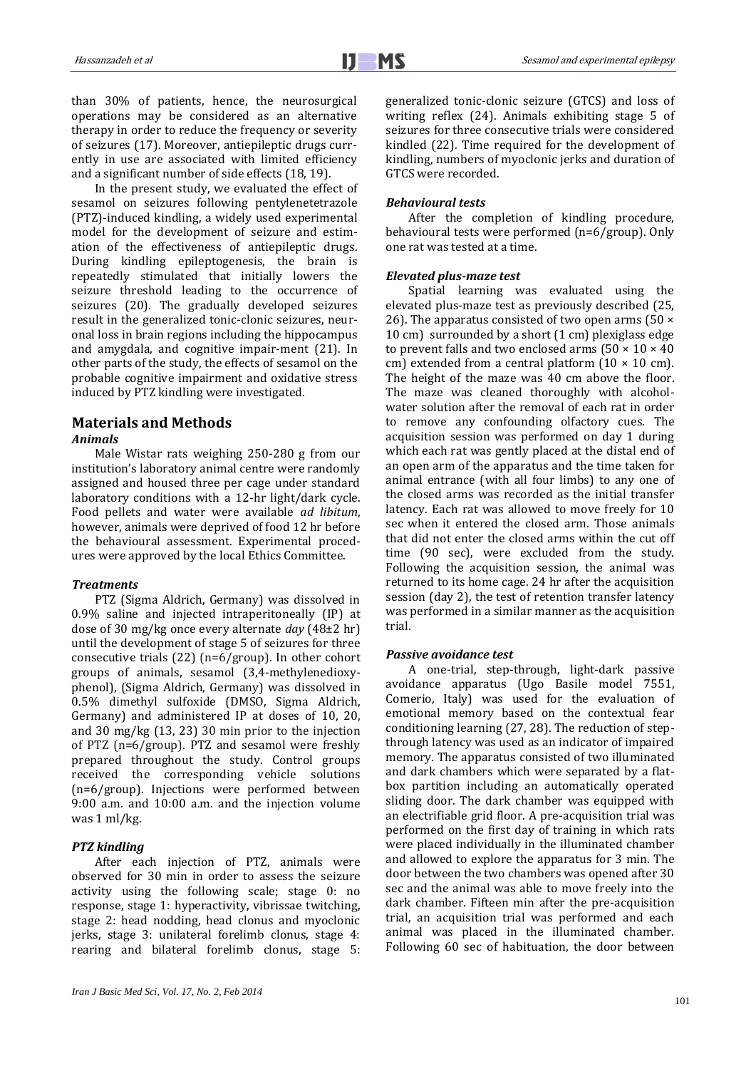than 30% of patients, hence, the neurosurgical operations may be considered as an alternative therapy in order to reduce the frequency or severity of seizures (17). Moreover, antiepileptic drugs currently in use are associated with limited efficiency and a significant number of side effects (18, 19).

In the present study, we evaluated the effect of sesamol on seizures following pentylenetetrazole (PTZ)-induced kindling, a widely used experimental model for the development of seizure and estimation of the effectiveness of antiepileptic drugs. During kindling epileptogenesis, the brain is repeatedly stimulated that initially lowers the seizure threshold leading to the occurrence of seizures (20). The gradually developed seizures result in the generalized tonic-clonic seizures, neuronal loss in brain regions including the hippocampus and amygdala, and cognitive impair-ment (21). In other parts of the study, the effects of sesamol on the probable cognitive impairment and oxidative stress induced by PTZ kindling were investigated.

## Materials and Methods

### *Animals*

Male Wistar rats weighing 250-280 g from our institution's laboratory animal centre were randomly assigned and housed three per cage under standard laboratory conditions with a 12-hr light/dark cycle. Food pellets and water were available *ad libitum*, however, animals were deprived of food 12 hr before the behavioural assessment. Experimental procedures were approved by the local Ethics Committee.

### *Treatments*

PTZ (Sigma Aldrich, Germany) was dissolved in 0.9% saline and injected intraperitoneally (IP) at dose of 30 mg/kg once every alternate *day* (48±2 hr) until the development of stage 5 of seizures for three consecutive trials (22) (n=6/group). In other cohort groups of animals, sesamol (3,4-methylenedioxyphenol), (Sigma Aldrich, Germany) was dissolved in 0.5% dimethyl sulfoxide (DMSO, Sigma Aldrich, Germany) and administered IP at doses of 10, 20, and 30 mg/kg (13, 23) 30 min prior to the injection of PTZ (n=6/group). PTZ and sesamol were freshly prepared throughout the study. Control groups received the corresponding vehicle solutions (n=6/group). Injections were performed between 9:00 a.m. and 10:00 a.m. and the injection volume was 1 ml/kg.

### *PTZ kindling*

After each injection of PTZ, animals were observed for 30 min in order to assess the seizure activity using the following scale; stage 0: no response, stage 1: hyperactivity, vibrissae twitching, stage 2: head nodding, head clonus and myoclonic jerks, stage 3: unilateral forelimb clonus, stage 4: rearing and bilateral forelimb clonus, stage 5: generalized tonic-clonic seizure (GTCS) and loss of writing reflex (24). Animals exhibiting stage 5 of seizures for three consecutive trials were considered kindled (22). Time required for the development of kindling, numbers of myoclonic jerks and duration of GTCS were recorded.

### *Behavioural tests*

After the completion of kindling procedure, behavioural tests were performed (n=6/group). Only one rat was tested at a time.

### *Elevated plus-maze test*

Spatial learning was evaluated using the elevated plus-maze test as previously described (25, 26). The apparatus consisted of two open arms (50 × 10 cm) surrounded by a short (1 cm) plexiglass edge to prevent falls and two enclosed arms (50 × 10 × 40 cm) extended from a central platform (10 × 10 cm). The height of the maze was 40 cm above the floor. The maze was cleaned thoroughly with alcohol-water solution after the removal of each rat in order to remove any confounding olfactory cues. The acquisition session was performed on day 1 during which each rat was gently placed at the distal end of an open arm of the apparatus and the time taken for animal entrance (with all four limbs) to any one of the closed arms was recorded as the initial transfer latency. Each rat was allowed to move freely for 10 sec when it entered the closed arm. Those animals that did not enter the closed arms within the cut off time (90 sec), were excluded from the study. Following the acquisition session, the animal was returned to its home cage. 24 hr after the acquisition session (day 2), the test of retention transfer latency was performed in a similar manner as the acquisition trial.

### *Passive avoidance test*

A one-trial, step-through, light-dark passive avoidance apparatus (Ugo Basile model 7551, Comerio, Italy) was used for the evaluation of emotional memory based on the contextual fear conditioning learning (27, 28). The reduction of step-through latency was used as an indicator of impaired memory. The apparatus consisted of two illuminated and dark chambers which were separated by a flat-box partition including an automatically operated sliding door. The dark chamber was equipped with an electrifiable grid floor. A pre-acquisition trial was performed on the first day of training in which rats were placed individually in the illuminated chamber and allowed to explore the apparatus for 3 min. The door between the two chambers was opened after 30 sec and the animal was able to move freely into the dark chamber. Fifteen min after the pre-acquisition trial, an acquisition trial was performed and each animal was placed in the illuminated chamber. Following 60 sec of habituation, the door between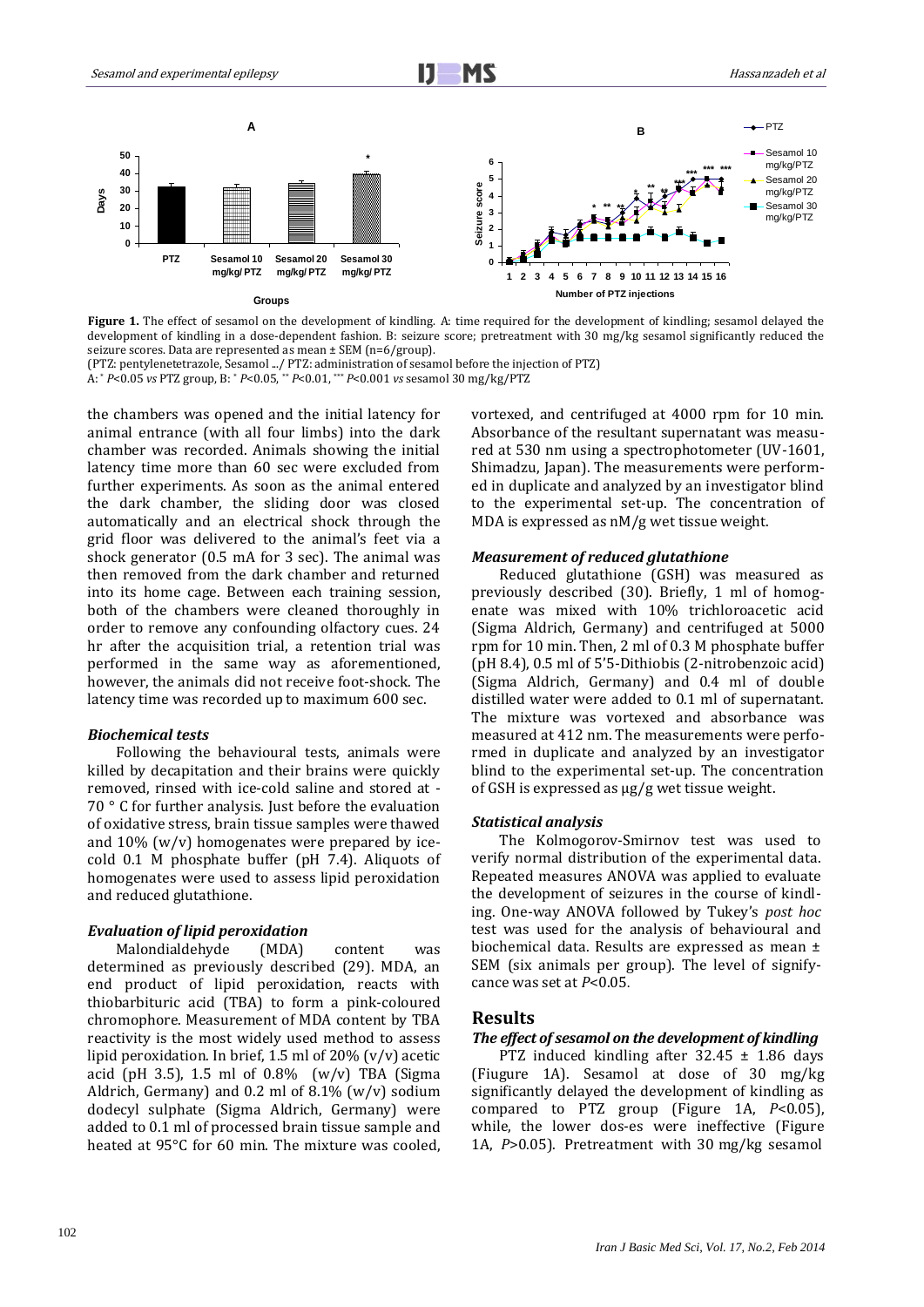**Figure 1.** The effect of sesamol on the development of kindling. A: time required for the development of kindling; sesamol delayed the development of kindling in a dose-dependent fashion. B: seizure score; pretreatment with 30 mg/kg sesamol significantly reduced the seizure scores. Data are represented as mean ± SEM (n=6/group).

(PTZ: pentylenetetrazole, Sesamol .../ PTZ: administration of sesamol before the injection of PTZ)

A: * $P$<0.05 *vs* PTZ group, B: * $P$<0.05, ** $P$<0.01, *** $P$<0.001 *vs* sesamol 30 mg/kg/PTZ

the chambers was opened and the initial latency for animal entrance (with all four limbs) into the dark chamber was recorded. Animals showing the initial latency time more than 60 sec were excluded from further experiments. As soon as the animal entered the dark chamber, the sliding door was closed automatically and an electrical shock through the grid floor was delivered to the animal's feet via a shock generator (0.5 mA for 3 sec). The animal was then removed from the dark chamber and returned into its home cage. Between each training session, both of the chambers were cleaned thoroughly in order to remove any confounding olfactory cues. 24 hr after the acquisition trial, a retention trial was performed in the same way as aforementioned, however, the animals did not receive foot-shock. The latency time was recorded up to maximum 600 sec.

### *Biochemical tests*

Following the behavioural tests, animals were killed by decapitation and their brains were quickly removed, rinsed with ice-cold saline and stored at -70 ° C for further analysis. Just before the evaluation of oxidative stress, brain tissue samples were thawed and 10% (w/v) homogenates were prepared by ice-cold 0.1 M phosphate buffer (pH 7.4). Aliquots of homogenates were used to assess lipid peroxidation and reduced glutathione.

### *Evaluation of lipid peroxidation*

Malondialdehyde (MDA) content was determined as previously described (29). MDA, an end product of lipid peroxidation, reacts with thiobarbituric acid (TBA) to form a pink-coloured chromophore. Measurement of MDA content by TBA reactivity is the most widely used method to assess lipid peroxidation. In brief, 1.5 ml of 20% (v/v) acetic acid (pH 3.5), 1.5 ml of 0.8% (w/v) TBA (Sigma Aldrich, Germany) and 0.2 ml of 8.1% (w/v) sodium dodecyl sulphate (Sigma Aldrich, Germany) were added to 0.1 ml of processed brain tissue sample and heated at 95°C for 60 min. The mixture was cooled, vortexed, and centrifuged at 4000 rpm for 10 min. Absorbance of the resultant supernatant was measured at 530 nm using a spectrophotometer (UV-1601, Shimadzu, Japan). The measurements were performed in duplicate and analyzed by an investigator blind to the experimental set-up. The concentration of MDA is expressed as nM/g wet tissue weight.

### *Measurement of reduced glutathione*

Reduced glutathione (GSH) was measured as previously described (30). Briefly, 1 ml of homogenate was mixed with 10% trichloroacetic acid (Sigma Aldrich, Germany) and centrifuged at 5000 rpm for 10 min. Then, 2 ml of 0.3 M phosphate buffer (pH 8.4), 0.5 ml of 5'5-Dithiobis (2-nitrobenzoic acid) (Sigma Aldrich, Germany) and 0.4 ml of double distilled water were added to 0.1 ml of supernatant. The mixture was vortexed and absorbance was measured at 412 nm. The measurements were performed in duplicate and analyzed by an investigator blind to the experimental set-up. The concentration of GSH is expressed as µg/g wet tissue weight.

### *Statistical analysis*

The Kolmogorov-Smirnov test was used to verify normal distribution of the experimental data. Repeated measures ANOVA was applied to evaluate the development of seizures in the course of kindling. One-way ANOVA followed by Tukey's *post hoc* test was used for the analysis of behavioural and biochemical data. Results are expressed as mean ± SEM (six animals per group). The level of significance was set at $P$<0.05.

## Results

### *The effect of sesamol on the development of kindling*

PTZ induced kindling after 32.45 ± 1.86 days (Fiugure 1A). Sesamol at dose of 30 mg/kg significantly delayed the development of kindling as compared to PTZ group (Figure 1A, $P$<0.05), while, the lower dos-es were ineffective (Figure 1A, $P$>0.05). Pretreatment with 30 mg/kg sesamol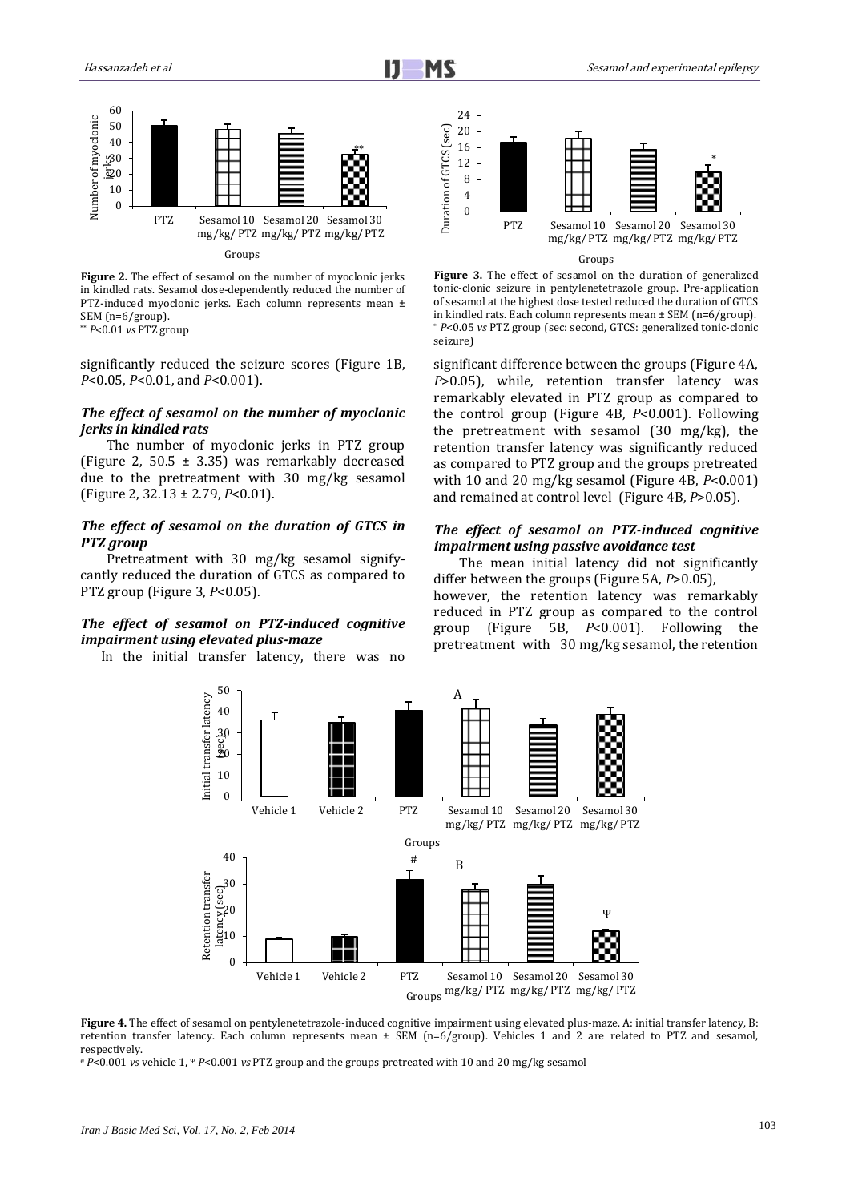**Figure 2.** The effect of sesamol on the number of myoclonic jerks in kindled rats. Sesamol dose-dependently reduced the number of PTZ-induced myoclonic jerks. Each column represents mean ± SEM (n=6/group).
** *P*<0.01 *vs* PTZ group

**Figure 3.** The effect of sesamol on the duration of generalized tonic-clonic seizure in pentylenetetrazole group. Pre-application of sesamol at the highest dose tested reduced the duration of GTCS in kindled rats. Each column represents mean ± SEM (n=6/group).
* *P*<0.05 *vs* PTZ group (sec: second, GTCS: generalized tonic-clonic seizure)

significantly reduced the seizure scores (Figure 1B, *P*<0.05, *P*<0.01, and *P*<0.001).

### *The effect of sesamol on the number of myoclonic jerks in kindled rats*

The number of myoclonic jerks in PTZ group (Figure 2, 50.5 ± 3.35) was remarkably decreased due to the pretreatment with 30 mg/kg sesamol (Figure 2, 32.13 ± 2.79, *P*<0.01).

### *The effect of sesamol on the duration of GTCS in PTZ group*

Pretreatment with 30 mg/kg sesamol significantly reduced the duration of GTCS as compared to PTZ group (Figure 3, *P*<0.05).

### *The effect of sesamol on PTZ-induced cognitive impairment using elevated plus-maze*

In the initial transfer latency, there was no significant difference between the groups (Figure 4A, *P*>0.05), while, retention transfer latency was remarkably elevated in PTZ group as compared to the control group (Figure 4B, *P*<0.001). Following the pretreatment with sesamol (30 mg/kg), the retention transfer latency was significantly reduced as compared to PTZ group and the groups pretreated with 10 and 20 mg/kg sesamol (Figure 4B, *P*<0.001) and remained at control level (Figure 4B, *P*>0.05).

### *The effect of sesamol on PTZ-induced cognitive impairment using passive avoidance test*

The mean initial latency did not significantly differ between the groups (Figure 5A, *P*>0.05), however, the retention latency was remarkably reduced in PTZ group as compared to the control group (Figure 5B, *P*<0.001). Following the pretreatment with 30 mg/kg sesamol, the retention

**Figure 4.** The effect of sesamol on pentylenetetrazole-induced cognitive impairment using elevated plus-maze. A: initial transfer latency, B: retention transfer latency. Each column represents mean ± SEM (n=6/group). Vehicles 1 and 2 are related to PTZ and sesamol, respectively.
# *P*<0.001 *vs* vehicle 1, Ψ *P*<0.001 *vs* PTZ group and the groups pretreated with 10 and 20 mg/kg sesamol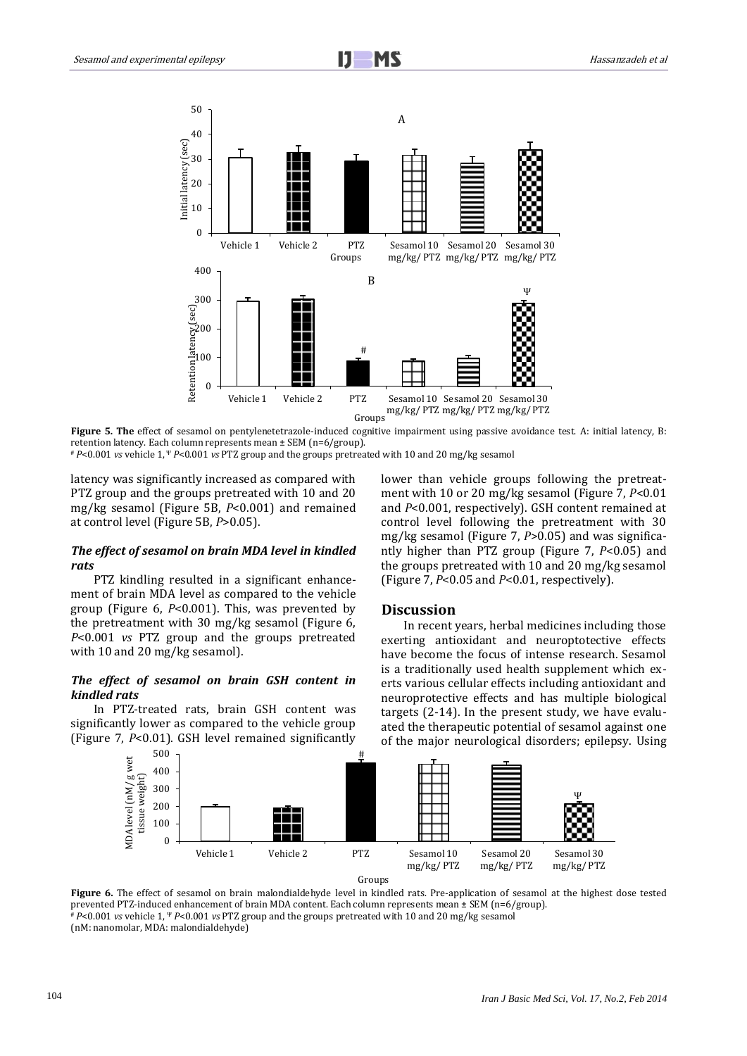**Figure 5. The** effect of sesamol on pentylenetetrazole-induced cognitive impairment using passive avoidance test. A: initial latency, B: retention latency. Each column represents mean ± SEM (n=6/group).
# *P*<0.001 *vs* vehicle 1, Ψ *P*<0.001 *vs* PTZ group and the groups pretreated with 10 and 20 mg/kg sesamol

latency was significantly increased as compared with PTZ group and the groups pretreated with 10 and 20 mg/kg sesamol (Figure 5B, *P*<0.001) and remained at control level (Figure 5B, *P*>0.05).

### *The effect of sesamol on brain MDA level in kindled rats*

PTZ kindling resulted in a significant enhancement of brain MDA level as compared to the vehicle group (Figure 6, *P*<0.001). This, was prevented by the pretreatment with 30 mg/kg sesamol (Figure 6, *P*<0.001 *vs* PTZ group and the groups pretreated with 10 and 20 mg/kg sesamol).

### *The effect of sesamol on brain GSH content in kindled rats*

In PTZ-treated rats, brain GSH content was significantly lower as compared to the vehicle group (Figure 7, *P*<0.01). GSH level remained significantly lower than vehicle groups following the pretreatment with 10 or 20 mg/kg sesamol (Figure 7, *P*<0.01 and *P*<0.001, respectively). GSH content remained at control level following the pretreatment with 30 mg/kg sesamol (Figure 7, *P*>0.05) and was significantly higher than PTZ group (Figure 7, *P*<0.05) and the groups pretreated with 10 and 20 mg/kg sesamol (Figure 7, *P*<0.05 and *P*<0.01, respectively).

## Discussion

In recent years, herbal medicines including those exerting antioxidant and neuroptotective effects have become the focus of intense research. Sesamol is a traditionally used health supplement which exerts various cellular effects including antioxidant and neuroprotective effects and has multiple biological targets (2-14). In the present study, we have evaluated the therapeutic potential of sesamol against one of the major neurological disorders; epilepsy. Using

**Figure 6.** The effect of sesamol on brain malondialdehyde level in kindled rats. Pre-application of sesamol at the highest dose tested prevented PTZ-induced enhancement of brain MDA content. Each column represents mean ± SEM (n=6/group).
# *P*<0.001 *vs* vehicle 1, Ψ *P*<0.001 *vs* PTZ group and the groups pretreated with 10 and 20 mg/kg sesamol
(nM: nanomolar, MDA: malondialdehyde)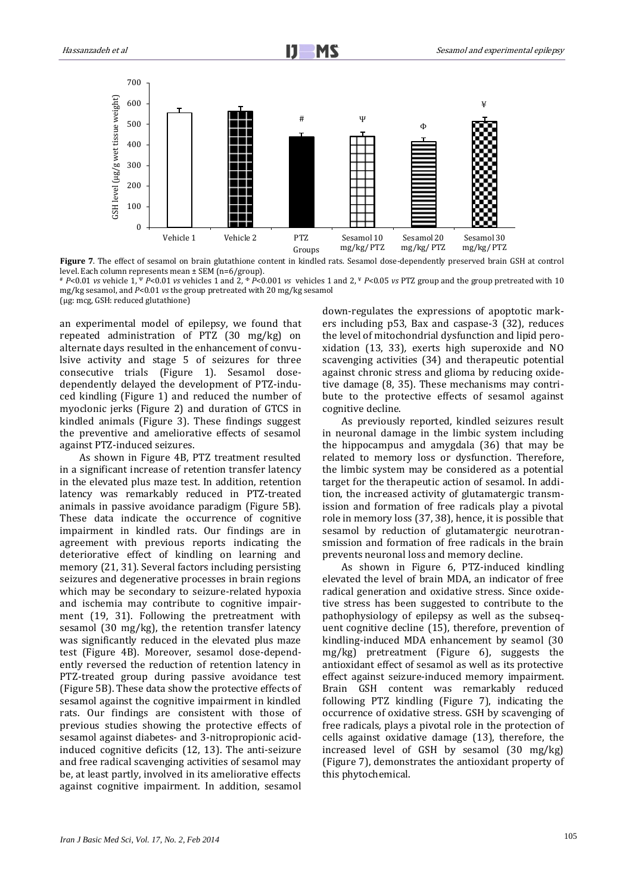**Figure 7**. The effect of sesamol on brain glutathione content in kindled rats. Sesamol dose-dependently preserved brain GSH at control level. Each column represents mean ± SEM (n=6/group).

# *P*<0.01 *vs* vehicle 1, Ψ *P*<0.01 *vs* vehicles 1 and 2, Φ *P*<0.001 *vs* vehicles 1 and 2, ¥ *P*<0.05 *vs* PTZ group and the group pretreated with 10 mg/kg sesamol, and *P*<0.01 *vs* the group pretreated with 20 mg/kg sesamol

(µg: mcg, GSH: reduced glutathione)

an experimental model of epilepsy, we found that repeated administration of PTZ (30 mg/kg) on alternate days resulted in the enhancement of convulsive activity and stage 5 of seizures for three consecutive trials (Figure 1). Sesamol dose-dependently delayed the development of PTZ-induced kindling (Figure 1) and reduced the number of myoclonic jerks (Figure 2) and duration of GTCS in kindled animals (Figure 3). These findings suggest the preventive and ameliorative effects of sesamol against PTZ-induced seizures.

As shown in Figure 4B, PTZ treatment resulted in a significant increase of retention transfer latency in the elevated plus maze test. In addition, retention latency was remarkably reduced in PTZ-treated animals in passive avoidance paradigm (Figure 5B). These data indicate the occurrence of cognitive impairment in kindled rats. Our findings are in agreement with previous reports indicating the deteriorative effect of kindling on learning and memory (21, 31). Several factors including persisting seizures and degenerative processes in brain regions which may be secondary to seizure-related hypoxia and ischemia may contribute to cognitive impairment (19, 31). Following the pretreatment with sesamol (30 mg/kg), the retention transfer latency was significantly reduced in the elevated plus maze test (Figure 4B). Moreover, sesamol dose-dependently reversed the reduction of retention latency in PTZ-treated group during passive avoidance test (Figure 5B). These data show the protective effects of sesamol against the cognitive impairment in kindled rats. Our findings are consistent with those of previous studies showing the protective effects of sesamol against diabetes- and 3-nitropropionic acid-induced cognitive deficits (12, 13). The anti-seizure and free radical scavenging activities of sesamol may be, at least partly, involved in its ameliorative effects against cognitive impairment. In addition, sesamol down-regulates the expressions of apoptotic markers including p53, Bax and caspase-3 (32), reduces the level of mitochondrial dysfunction and lipid peroxidation (13, 33), exerts high superoxide and NO scavenging activities (34) and therapeutic potential against chronic stress and glioma by reducing oxidative damage (8, 35). These mechanisms may contribute to the protective effects of sesamol against cognitive decline.

As previously reported, kindled seizures result in neuronal damage in the limbic system including the hippocampus and amygdala (36) that may be related to memory loss or dysfunction. Therefore, the limbic system may be considered as a potential target for the therapeutic action of sesamol. In addition, the increased activity of glutamatergic transmission and formation of free radicals play a pivotal role in memory loss (37, 38), hence, it is possible that sesamol by reduction of glutamatergic neurotransmission and formation of free radicals in the brain prevents neuronal loss and memory decline.

As shown in Figure 6, PTZ-induced kindling elevated the level of brain MDA, an indicator of free radical generation and oxidative stress. Since oxidative stress has been suggested to contribute to the pathophysiology of epilepsy as well as the subsequent cognitive decline (15), therefore, prevention of kindling-induced MDA enhancement by seamol (30 mg/kg) pretreatment (Figure 6), suggests the antioxidant effect of sesamol as well as its protective effect against seizure-induced memory impairment. Brain GSH content was remarkably reduced following PTZ kindling (Figure 7), indicating the occurrence of oxidative stress. GSH by scavenging of free radicals, plays a pivotal role in the protection of cells against oxidative damage (13), therefore, the increased level of GSH by sesamol (30 mg/kg) (Figure 7), demonstrates the antioxidant property of this phytochemical.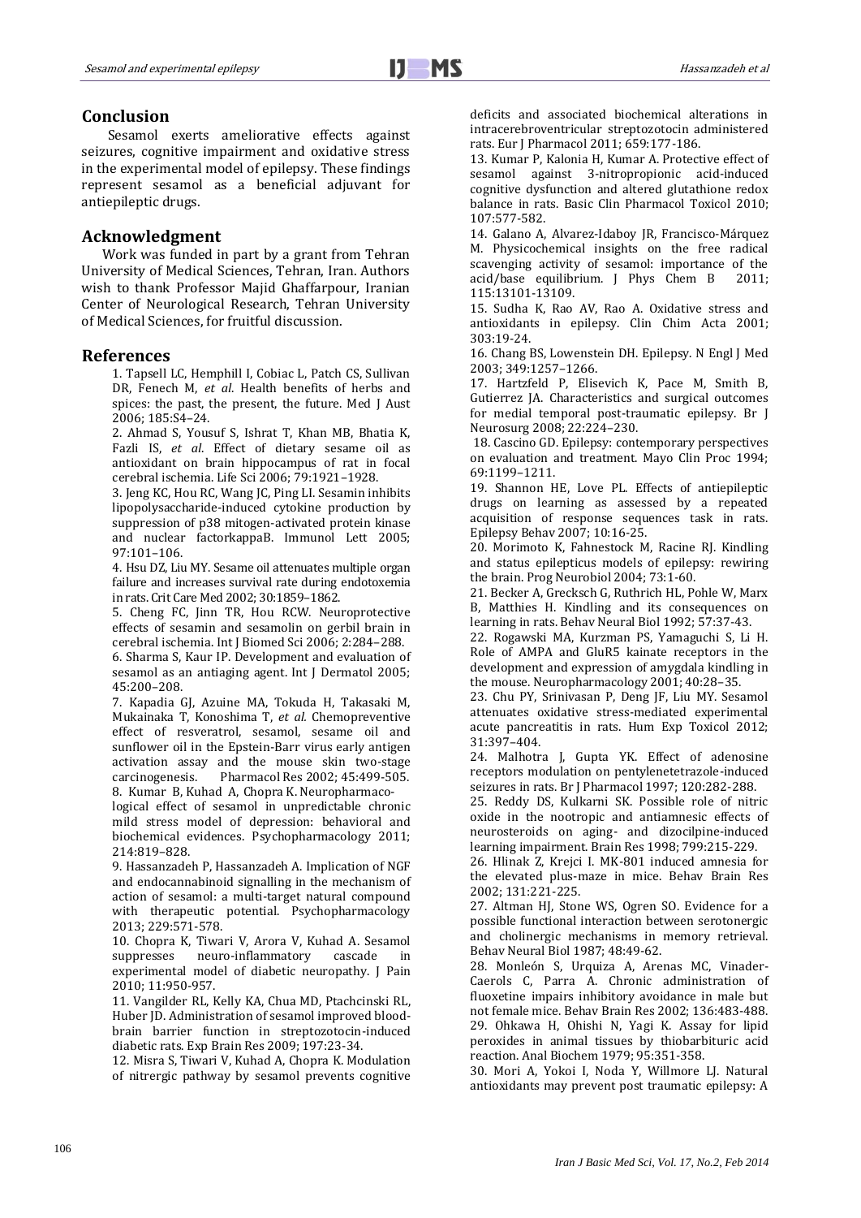## Conclusion

Sesamol exerts ameliorative effects against seizures, cognitive impairment and oxidative stress in the experimental model of epilepsy. These findings represent sesamol as a beneficial adjuvant for antiepileptic drugs.

## Acknowledgment

Work was funded in part by a grant from Tehran University of Medical Sciences, Tehran, Iran. Authors wish to thank Professor Majid Ghaffarpour, Iranian Center of Neurological Research, Tehran University of Medical Sciences, for fruitful discussion.

## References

1. Tapsell LC, Hemphill I, Cobiac L, Patch CS, Sullivan DR, Fenech M, *et al*. Health benefits of herbs and spices: the past, the present, the future. Med J Aust 2006; 185:S4–24.
2. Ahmad S, Yousuf S, Ishrat T, Khan MB, Bhatia K, Fazli IS, *et al*. Effect of dietary sesame oil as antioxidant on brain hippocampus of rat in focal cerebral ischemia. Life Sci 2006; 79:1921–1928.
3. Jeng KC, Hou RC, Wang JC, Ping LI. Sesamin inhibits lipopolysaccharide-induced cytokine production by suppression of p38 mitogen-activated protein kinase and nuclear factorkappaB. Immunol Lett 2005; 97:101–106.
4. Hsu DZ, Liu MY. Sesame oil attenuates multiple organ failure and increases survival rate during endotoxemia in rats. Crit Care Med 2002; 30:1859–1862.
5. Cheng FC, Jinn TR, Hou RCW. Neuroprotective effects of sesamin and sesamolin on gerbil brain in cerebral ischemia. Int J Biomed Sci 2006; 2:284–288.
6. Sharma S, Kaur IP. Development and evaluation of sesamol as an antiaging agent. Int J Dermatol 2005; 45:200–208.
7. Kapadia GJ, Azuine MA, Tokuda H, Takasaki M, Mukainaka T, Konoshima T, *et al.* Chemopreventive effect of resveratrol, sesamol, sesame oil and sunflower oil in the Epstein-Barr virus early antigen activation assay and the mouse skin two-stage carcinogenesis. Pharmacol Res 2002; 45:499-505.
8. Kumar B, Kuhad A, Chopra K. Neuropharmacological effect of sesamol in unpredictable chronic mild stress model of depression: behavioral and biochemical evidences. Psychopharmacology 2011; 214:819–828.
9. Hassanzadeh P, Hassanzadeh A. Implication of NGF and endocannabinoid signalling in the mechanism of action of sesamol: a multi-target natural compound with therapeutic potential. Psychopharmacology 2013; 229:571-578.
10. Chopra K, Tiwari V, Arora V, Kuhad A. Sesamol suppresses neuro-inflammatory cascade in experimental model of diabetic neuropathy. J Pain 2010; 11:950-957.
11. Vangilder RL, Kelly KA, Chua MD, Ptachcinski RL, Huber JD. Administration of sesamol improved blood-brain barrier function in streptozotocin-induced diabetic rats. Exp Brain Res 2009; 197:23-34.
12. Misra S, Tiwari V, Kuhad A, Chopra K. Modulation of nitrergic pathway by sesamol prevents cognitive deficits and associated biochemical alterations in intracerebroventricular streptozotocin administered rats. Eur J Pharmacol 2011; 659:177-186.
13. Kumar P, Kalonia H, Kumar A. Protective effect of sesamol against 3-nitropropionic acid-induced cognitive dysfunction and altered glutathione redox balance in rats. Basic Clin Pharmacol Toxicol 2010; 107:577-582.
14. Galano A, Alvarez-Idaboy JR, Francisco-Márquez M. Physicochemical insights on the free radical scavenging activity of sesamol: importance of the acid/base equilibrium. J Phys Chem B 2011; 115:13101-13109.
15. Sudha K, Rao AV, Rao A. Oxidative stress and antioxidants in epilepsy. Clin Chim Acta 2001; 303:19-24.
16. Chang BS, Lowenstein DH. Epilepsy. N Engl J Med 2003; 349:1257–1266.
17. Hartzfeld P, Elisevich K, Pace M, Smith B, Gutierrez JA. Characteristics and surgical outcomes for medial temporal post-traumatic epilepsy. Br J Neurosurg 2008; 22:224–230.
18. Cascino GD. Epilepsy: contemporary perspectives on evaluation and treatment. Mayo Clin Proc 1994; 69:1199–1211.
19. Shannon HE, Love PL. Effects of antiepileptic drugs on learning as assessed by a repeated acquisition of response sequences task in rats. Epilepsy Behav 2007; 10:16-25.
20. Morimoto K, Fahnestock M, Racine RJ. Kindling and status epilepticus models of epilepsy: rewiring the brain. Prog Neurobiol 2004; 73:1-60.
21. Becker A, Grecksch G, Ruthrich HL, Pohle W, Marx B, Matthies H. Kindling and its consequences on learning in rats. Behav Neural Biol 1992; 57:37-43.
22. Rogawski MA, Kurzman PS, Yamaguchi S, Li H. Role of AMPA and GluR5 kainate receptors in the development and expression of amygdala kindling in the mouse. Neuropharmacology 2001; 40:28–35.
23. Chu PY, Srinivasan P, Deng JF, Liu MY. Sesamol attenuates oxidative stress-mediated experimental acute pancreatitis in rats. Hum Exp Toxicol 2012; 31:397–404.
24. Malhotra J, Gupta YK. Effect of adenosine receptors modulation on pentylenetetrazole-induced seizures in rats. Br J Pharmacol 1997; 120:282-288.
25. Reddy DS, Kulkarni SK. Possible role of nitric oxide in the nootropic and antiamnesic effects of neurosteroids on aging- and dizocilpine-induced learning impairment. Brain Res 1998; 799:215-229.
26. Hlinak Z, Krejci I. MK-801 induced amnesia for the elevated plus-maze in mice. Behav Brain Res 2002; 131:221-225.
27. Altman HJ, Stone WS, Ogren SO. Evidence for a possible functional interaction between serotonergic and cholinergic mechanisms in memory retrieval. Behav Neural Biol 1987; 48:49-62.
28. Monleón S, Urquiza A, Arenas MC, Vinader-Caerols C, Parra A. Chronic administration of fluoxetine impairs inhibitory avoidance in male but not female mice. Behav Brain Res 2002; 136:483-488.
29. Ohkawa H, Ohishi N, Yagi K. Assay for lipid peroxides in animal tissues by thiobarbituric acid reaction. Anal Biochem 1979; 95:351-358.
30. Mori A, Yokoi I, Noda Y, Willmore LJ. Natural antioxidants may prevent post traumatic epilepsy: A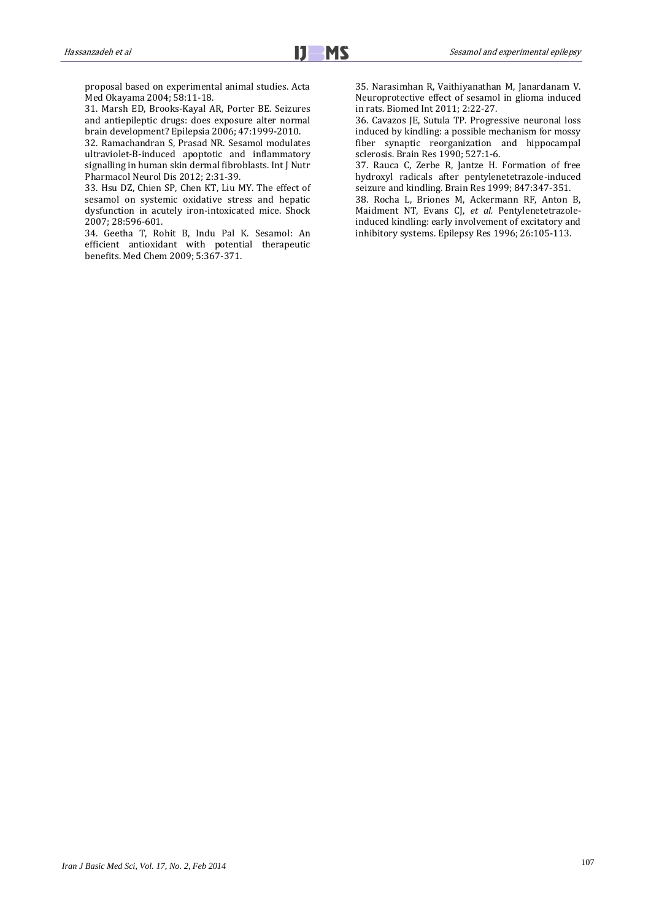proposal based on experimental animal studies. Acta Med Okayama 2004; 58:11-18.

31. Marsh ED, Brooks-Kayal AR, Porter BE. Seizures and antiepileptic drugs: does exposure alter normal brain development? Epilepsia 2006; 47:1999-2010.

32. Ramachandran S, Prasad NR. Sesamol modulates ultraviolet-B-induced apoptotic and inflammatory signalling in human skin dermal fibroblasts. Int J Nutr Pharmacol Neurol Dis 2012; 2:31-39.

33. Hsu DZ, Chien SP, Chen KT, Liu MY. The effect of sesamol on systemic oxidative stress and hepatic dysfunction in acutely iron-intoxicated mice. Shock 2007; 28:596-601.

34. Geetha T, Rohit B, Indu Pal K. Sesamol: An efficient antioxidant with potential therapeutic benefits. Med Chem 2009; 5:367-371.

35. Narasimhan R, Vaithiyanathan M, Janardanam V. Neuroprotective effect of sesamol in glioma induced in rats. Biomed Int 2011; 2:22-27.

36. Cavazos JE, Sutula TP. Progressive neuronal loss induced by kindling: a possible mechanism for mossy fiber synaptic reorganization and hippocampal sclerosis. Brain Res 1990; 527:1-6.

37. Rauca C, Zerbe R, Jantze H. Formation of free hydroxyl radicals after pentylenetetrazole-induced seizure and kindling. Brain Res 1999; 847:347-351.

38. Rocha L, Briones M, Ackermann RF, Anton B, Maidment NT, Evans CJ, *et al.* Pentylenetetrazole-induced kindling: early involvement of excitatory and inhibitory systems. Epilepsy Res 1996; 26:105-113.